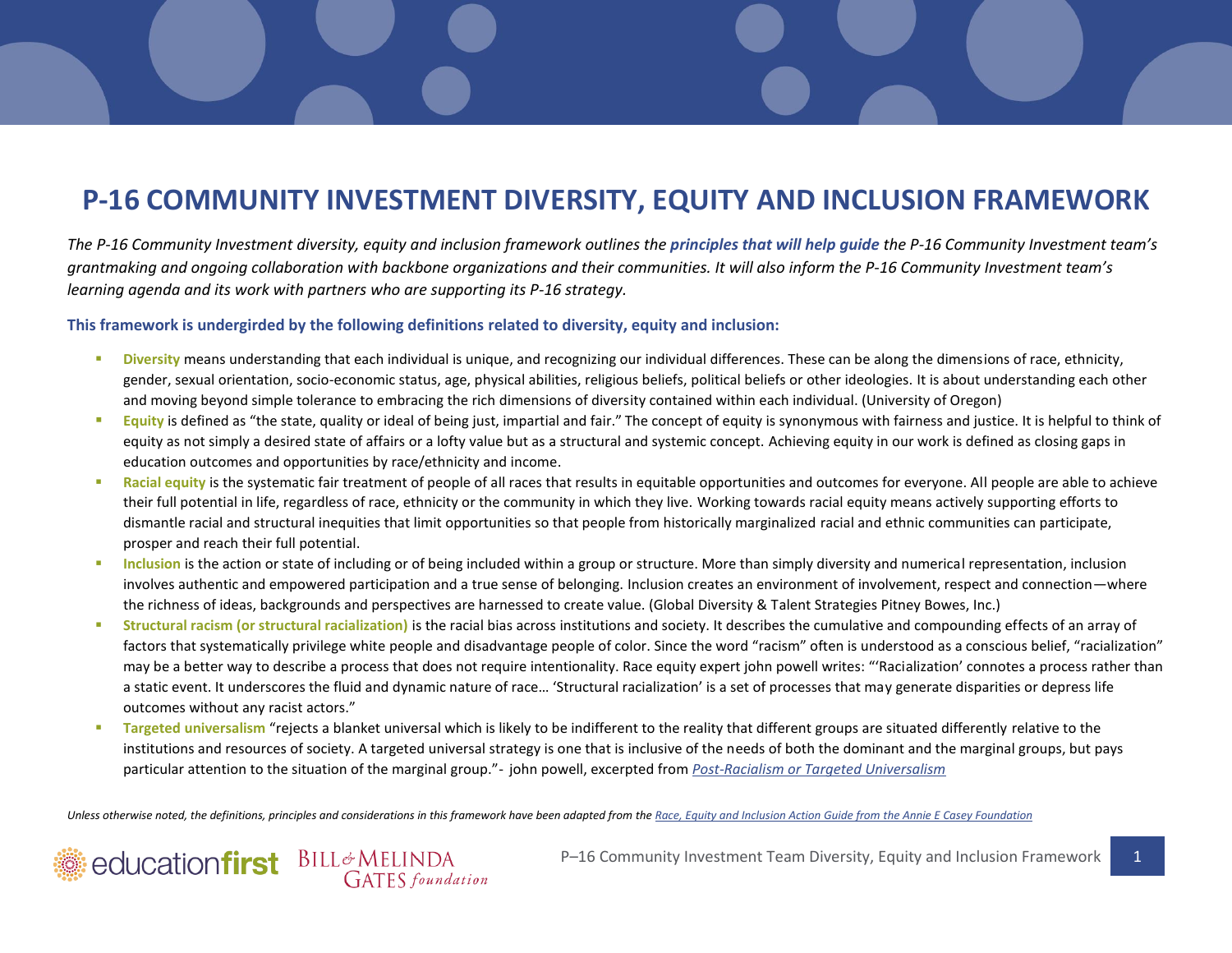# P-16 COMMUNITY INVESTMENT DIVERSITY, EQUITY AND INCLUSION FRAMEWORK

*The P-16 Community Investment diversity, equity and inclusion framework outlines the **principles that will help guide** the P-16 Community Investment team's grantmaking and ongoing collaboration with backbone organizations and their communities. It will also inform the P-16 Community Investment team's learning agenda and its work with partners who are supporting its P-16 strategy.*

**This framework is undergirded by the following definitions related to diversity, equity and inclusion:**

- **Diversity** means understanding that each individual is unique, and recognizing our individual differences. These can be along the dimensions of race, ethnicity, gender, sexual orientation, socio-economic status, age, physical abilities, religious beliefs, political beliefs or other ideologies. It is about understanding each other and moving beyond simple tolerance to embracing the rich dimensions of diversity contained within each individual. (University of Oregon)
- **Equity** is defined as "the state, quality or ideal of being just, impartial and fair." The concept of equity is synonymous with fairness and justice. It is helpful to think of equity as not simply a desired state of affairs or a lofty value but as a structural and systemic concept. Achieving equity in our work is defined as closing gaps in education outcomes and opportunities by race/ethnicity and income.
- **Racial equity** is the systematic fair treatment of people of all races that results in equitable opportunities and outcomes for everyone. All people are able to achieve their full potential in life, regardless of race, ethnicity or the community in which they live. Working towards racial equity means actively supporting efforts to dismantle racial and structural inequities that limit opportunities so that people from historically marginalized racial and ethnic communities can participate, prosper and reach their full potential.
- **Inclusion** is the action or state of including or of being included within a group or structure. More than simply diversity and numerical representation, inclusion involves authentic and empowered participation and a true sense of belonging. Inclusion creates an environment of involvement, respect and connection—where the richness of ideas, backgrounds and perspectives are harnessed to create value. (Global Diversity & Talent Strategies Pitney Bowes, Inc.)
- **Structural racism (or structural racialization)** is the racial bias across institutions and society. It describes the cumulative and compounding effects of an array of factors that systematically privilege white people and disadvantage people of color. Since the word "racism" often is understood as a conscious belief, "racialization" may be a better way to describe a process that does not require intentionality. Race equity expert john powell writes: "'Racialization' connotes a process rather than a static event. It underscores the fluid and dynamic nature of race… 'Structural racialization' is a set of processes that may generate disparities or depress life outcomes without any racist actors."
- **Targeted universalism** "rejects a blanket universal which is likely to be indifferent to the reality that different groups are situated differently relative to the institutions and resources of society. A targeted universal strategy is one that is inclusive of the needs of both the dominant and the marginal groups, but pays particular attention to the situation of the marginal group."- john powell, excerpted from *Post-Racialism or Targeted Universalism*

*Unless otherwise noted, the definitions, principles and considerations in this framework have been adapted from the Race, Equity and Inclusion Action Guide from the Annie E Casey Foundation*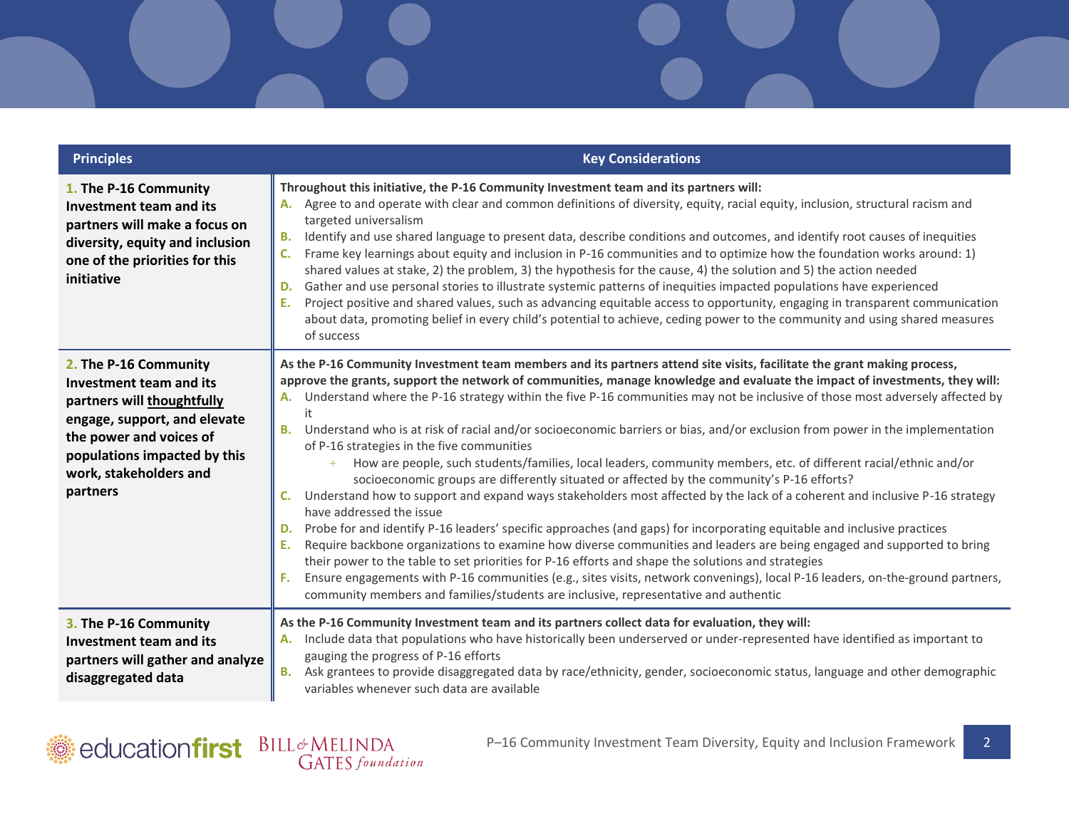| Principles | Key Considerations |
|---|---|
| **1. The P-16 Community Investment team and its partners will make a focus on diversity, equity and inclusion one of the priorities for this initiative** | **Throughout this initiative, the P-16 Community Investment team and its partners will:**<br>**A.** Agree to and operate with clear and common definitions of diversity, equity, racial equity, inclusion, structural racism and targeted universalism<br>**B.** Identify and use shared language to present data, describe conditions and outcomes, and identify root causes of inequities<br>**C.** Frame key learnings about equity and inclusion in P-16 communities and to optimize how the foundation works around: 1) shared values at stake, 2) the problem, 3) the hypothesis for the cause, 4) the solution and 5) the action needed<br>**D.** Gather and use personal stories to illustrate systemic patterns of inequities impacted populations have experienced<br>**E.** Project positive and shared values, such as advancing equitable access to opportunity, engaging in transparent communication about data, promoting belief in every child's potential to achieve, ceding power to the community and using shared measures of success |
| **2. The P-16 Community Investment team and its partners will thoughtfully engage, support, and elevate the power and voices of populations impacted by this work, stakeholders and partners** | **As the P-16 Community Investment team members and its partners attend site visits, facilitate the grant making process, approve the grants, support the network of communities, manage knowledge and evaluate the impact of investments, they will:**<br>**A.** Understand where the P-16 strategy within the five P-16 communities may not be inclusive of those most adversely affected by it<br>**B.** Understand who is at risk of racial and/or socioeconomic barriers or bias, and/or exclusion from power in the implementation of P-16 strategies in the five communities<br>+ How are people, such students/families, local leaders, community members, etc. of different racial/ethnic and/or socioeconomic groups are differently situated or affected by the community's P-16 efforts?<br>**C.** Understand how to support and expand ways stakeholders most affected by the lack of a coherent and inclusive P-16 strategy have addressed the issue<br>**D.** Probe for and identify P-16 leaders' specific approaches (and gaps) for incorporating equitable and inclusive practices<br>**E.** Require backbone organizations to examine how diverse communities and leaders are being engaged and supported to bring their power to the table to set priorities for P-16 efforts and shape the solutions and strategies<br>**F.** Ensure engagements with P-16 communities (e.g., sites visits, network convenings), local P-16 leaders, on-the-ground partners, community members and families/students are inclusive, representative and authentic |
| **3. The P-16 Community Investment team and its partners will gather and analyze disaggregated data** | **As the P-16 Community Investment team and its partners collect data for evaluation, they will:**<br>**A.** Include data that populations who have historically been underserved or under-represented have identified as important to gauging the progress of P-16 efforts<br>**B.** Ask grantees to provide disaggregated data by race/ethnicity, gender, socioeconomic status, language and other demographic variables whenever such data are available |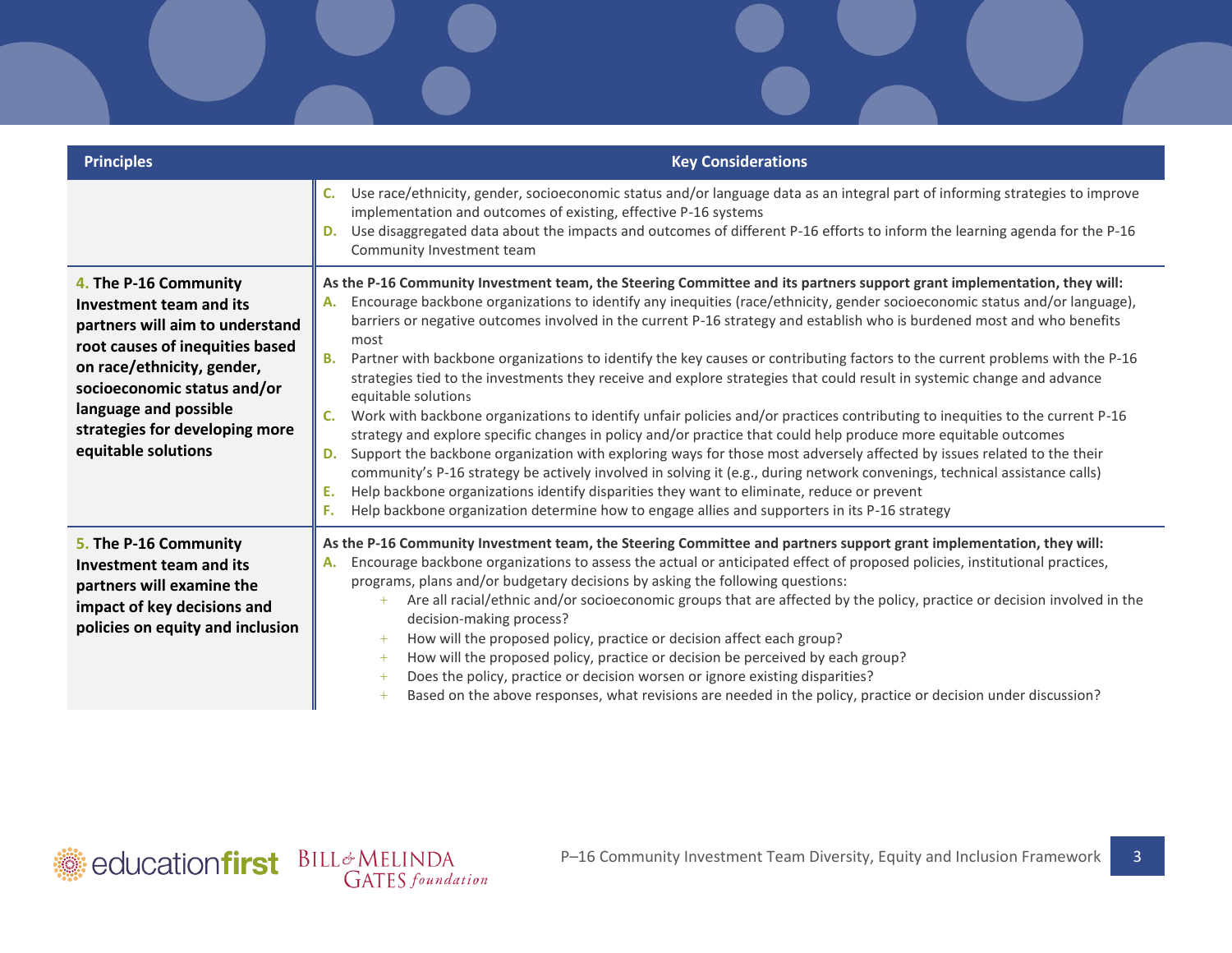| Principles | Key Considerations |
|---|---|
| | **C.** Use race/ethnicity, gender, socioeconomic status and/or language data as an integral part of informing strategies to improve implementation and outcomes of existing, effective P-16 systems<br>**D.** Use disaggregated data about the impacts and outcomes of different P-16 efforts to inform the learning agenda for the P-16 Community Investment team |
| **4. The P-16 Community Investment team and its partners will aim to understand root causes of inequities based on race/ethnicity, gender, socioeconomic status and/or language and possible strategies for developing more equitable solutions** | **As the P-16 Community Investment team, the Steering Committee and its partners support grant implementation, they will:**<br>**A.** Encourage backbone organizations to identify any inequities (race/ethnicity, gender socioeconomic status and/or language), barriers or negative outcomes involved in the current P-16 strategy and establish who is burdened most and who benefits most<br>**B.** Partner with backbone organizations to identify the key causes or contributing factors to the current problems with the P-16 strategies tied to the investments they receive and explore strategies that could result in systemic change and advance equitable solutions<br>**C.** Work with backbone organizations to identify unfair policies and/or practices contributing to inequities to the current P-16 strategy and explore specific changes in policy and/or practice that could help produce more equitable outcomes<br>**D.** Support the backbone organization with exploring ways for those most adversely affected by issues related to the their community's P-16 strategy be actively involved in solving it (e.g., during network convenings, technical assistance calls)<br>**E.** Help backbone organizations identify disparities they want to eliminate, reduce or prevent<br>**F.** Help backbone organization determine how to engage allies and supporters in its P-16 strategy |
| **5. The P-16 Community Investment team and its partners will examine the impact of key decisions and policies on equity and inclusion** | **As the P-16 Community Investment team, the Steering Committee and partners support grant implementation, they will:**<br>**A.** Encourage backbone organizations to assess the actual or anticipated effect of proposed policies, institutional practices, programs, plans and/or budgetary decisions by asking the following questions:<br>+ Are all racial/ethnic and/or socioeconomic groups that are affected by the policy, practice or decision involved in the decision-making process?<br>+ How will the proposed policy, practice or decision affect each group?<br>+ How will the proposed policy, practice or decision be perceived by each group?<br>+ Does the policy, practice or decision worsen or ignore existing disparities?<br>+ Based on the above responses, what revisions are needed in the policy, practice or decision under discussion? |